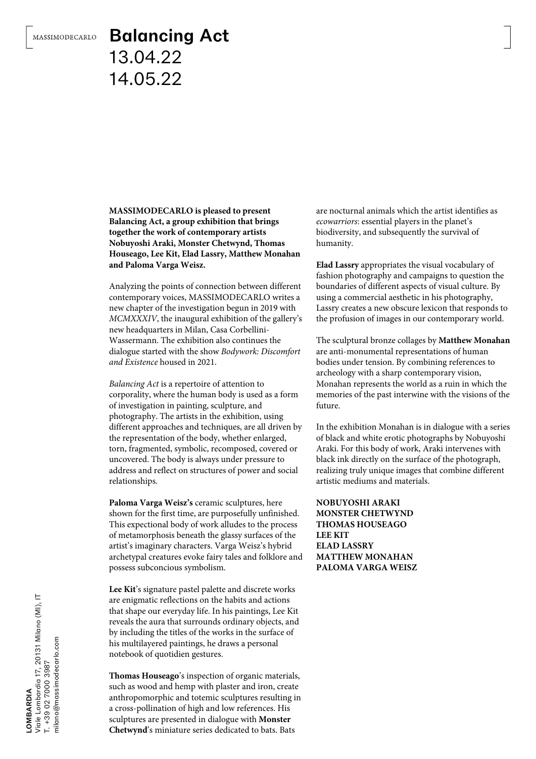# Balancing Act
13.04.22
14.05.22

**MASSIMODECARLO is pleased to present Balancing Act, a group exhibition that brings together the work of contemporary artists Nobuyoshi Araki, Monster Chetwynd, Thomas Houseago, Lee Kit, Elad Lassry, Matthew Monahan and Paloma Varga Weisz.**

Analyzing the points of connection between different contemporary voices, MASSIMODECARLO writes a new chapter of the investigation begun in 2019 with *MCMXXXIV*, the inaugural exhibition of the gallery's new headquarters in Milan, Casa Corbellini-Wassermann. The exhibition also continues the dialogue started with the show *Bodywork: Discomfort and Existence* housed in 2021.

*Balancing Act* is a repertoire of attention to corporality, where the human body is used as a form of investigation in painting, sculpture, and photography. The artists in the exhibition, using different approaches and techniques, are all driven by the representation of the body, whether enlarged, torn, fragmented, symbolic, recomposed, covered or uncovered. The body is always under pressure to address and reflect on structures of power and social relationships.

**Paloma Varga Weisz's** ceramic sculptures, here shown for the first time, are purposefully unfinished. This expectional body of work alludes to the process of metamorphosis beneath the glassy surfaces of the artist's imaginary characters. Varga Weisz's hybrid archetypal creatures evoke fairy tales and folklore and possess subconcious symbolism.

**Lee Kit**'s signature pastel palette and discrete works are enigmatic reflections on the habits and actions that shape our everyday life. In his paintings, Lee Kit reveals the aura that surrounds ordinary objects, and by including the titles of the works in the surface of his multilayered paintings, he draws a personal notebook of quotidien gestures.

**Thomas Houseago**'s inspection of organic materials, such as wood and hemp with plaster and iron, create anthropomorphic and totemic sculptures resulting in a cross-pollination of high and low references. His sculptures are presented in dialogue with **Monster Chetwynd**'s miniature series dedicated to bats. Bats are nocturnal animals which the artist identifies as *ecowarriors*: essential players in the planet's biodiversity, and subsequently the survival of humanity.

**Elad Lassry** appropriates the visual vocabulary of fashion photography and campaigns to question the boundaries of different aspects of visual culture. By using a commercial aesthetic in his photography, Lassry creates a new obscure lexicon that responds to the profusion of images in our contemporary world.

The sculptural bronze collages by **Matthew Monahan** are anti-monumental representations of human bodies under tension. By combining references to archeology with a sharp contemporary vision, Monahan represents the world as a ruin in which the memories of the past interwine with the visions of the future.

In the exhibition Monahan is in dialogue with a series of black and white erotic photographs by Nobuyoshi Araki. For this body of work, Araki intervenes with black ink directly on the surface of the photograph, realizing truly unique images that combine different artistic mediums and materials.

**NOBUYOSHI ARAKI**
**MONSTER CHETWYND**
**THOMAS HOUSEAGO**
**LEE KIT**
**ELAD LASSRY**
**MATTHEW MONAHAN**
**PALOMA VARGA WEISZ**

**LOMBARDIA**
Viale Lombardia 17, 20131 Milano (MI), IT
T. +39 02 7000 3987
milano@massimodecarlo.com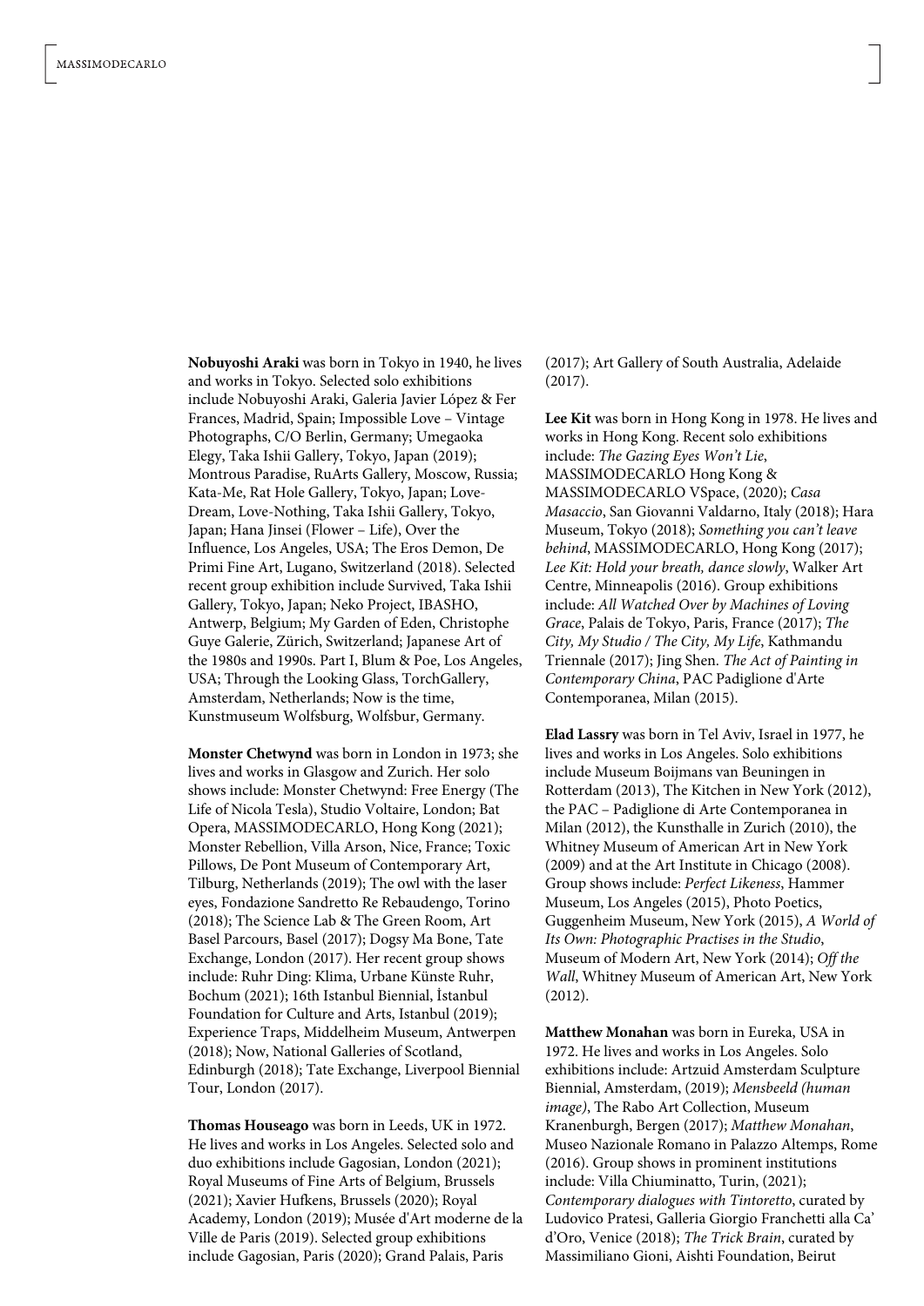**Nobuyoshi Araki** was born in Tokyo in 1940, he lives and works in Tokyo. Selected solo exhibitions include Nobuyoshi Araki, Galeria Javier López & Fer Frances, Madrid, Spain; Impossible Love – Vintage Photographs, C/O Berlin, Germany; Umegaoka Elegy, Taka Ishii Gallery, Tokyo, Japan (2019); Montrous Paradise, RuArts Gallery, Moscow, Russia; Kata-Me, Rat Hole Gallery, Tokyo, Japan; Love-Dream, Love-Nothing, Taka Ishii Gallery, Tokyo, Japan; Hana Jinsei (Flower – Life), Over the Influence, Los Angeles, USA; The Eros Demon, De Primi Fine Art, Lugano, Switzerland (2018). Selected recent group exhibition include Survived, Taka Ishii Gallery, Tokyo, Japan; Neko Project, IBASHO, Antwerp, Belgium; My Garden of Eden, Christophe Guye Galerie, Zürich, Switzerland; Japanese Art of the 1980s and 1990s. Part I, Blum & Poe, Los Angeles, USA; Through the Looking Glass, TorchGallery, Amsterdam, Netherlands; Now is the time, Kunstmuseum Wolfsburg, Wolfsbur, Germany.

**Monster Chetwynd** was born in London in 1973; she lives and works in Glasgow and Zurich. Her solo shows include: Monster Chetwynd: Free Energy (The Life of Nicola Tesla), Studio Voltaire, London; Bat Opera, MASSIMODECARLO, Hong Kong (2021); Monster Rebellion, Villa Arson, Nice, France; Toxic Pillows, De Pont Museum of Contemporary Art, Tilburg, Netherlands (2019); The owl with the laser eyes, Fondazione Sandretto Re Rebaudengo, Torino (2018); The Science Lab & The Green Room, Art Basel Parcours, Basel (2017); Dogsy Ma Bone, Tate Exchange, London (2017). Her recent group shows include: Ruhr Ding: Klima, Urbane Künste Ruhr, Bochum (2021); 16th Istanbul Biennial, İstanbul Foundation for Culture and Arts, Istanbul (2019); Experience Traps, Middelheim Museum, Antwerpen (2018); Now, National Galleries of Scotland, Edinburgh (2018); Tate Exchange, Liverpool Biennial Tour, London (2017).

**Thomas Houseago** was born in Leeds, UK in 1972. He lives and works in Los Angeles. Selected solo and duo exhibitions include Gagosian, London (2021); Royal Museums of Fine Arts of Belgium, Brussels (2021); Xavier Hufkens, Brussels (2020); Royal Academy, London (2019); Musée d'Art moderne de la Ville de Paris (2019). Selected group exhibitions include Gagosian, Paris (2020); Grand Palais, Paris (2017); Art Gallery of South Australia, Adelaide (2017).

**Lee Kit** was born in Hong Kong in 1978. He lives and works in Hong Kong. Recent solo exhibitions include: *The Gazing Eyes Won't Lie*, MASSIMODECARLO Hong Kong & MASSIMODECARLO VSpace, (2020); *Casa Masaccio*, San Giovanni Valdarno, Italy (2018); Hara Museum, Tokyo (2018); *Something you can't leave behind*, MASSIMODECARLO, Hong Kong (2017); *Lee Kit: Hold your breath, dance slowly*, Walker Art Centre, Minneapolis (2016). Group exhibitions include: *All Watched Over by Machines of Loving Grace*, Palais de Tokyo, Paris, France (2017); *The City, My Studio / The City, My Life*, Kathmandu Triennale (2017); Jing Shen. *The Act of Painting in Contemporary China*, PAC Padiglione d'Arte Contemporanea, Milan (2015).

**Elad Lassry** was born in Tel Aviv, Israel in 1977, he lives and works in Los Angeles. Solo exhibitions include Museum Boijmans van Beuningen in Rotterdam (2013), The Kitchen in New York (2012), the PAC – Padiglione di Arte Contemporanea in Milan (2012), the Kunsthalle in Zurich (2010), the Whitney Museum of American Art in New York (2009) and at the Art Institute in Chicago (2008). Group shows include: *Perfect Likeness*, Hammer Museum, Los Angeles (2015), Photo Poetics, Guggenheim Museum, New York (2015), *A World of Its Own: Photographic Practises in the Studio*, Museum of Modern Art, New York (2014); *Off the Wall*, Whitney Museum of American Art, New York (2012).

**Matthew Monahan** was born in Eureka, USA in 1972. He lives and works in Los Angeles. Solo exhibitions include: Artzuid Amsterdam Sculpture Biennial, Amsterdam, (2019); *Mensbeeld (human image)*, The Rabo Art Collection, Museum Kranenburgh, Bergen (2017); *Matthew Monahan*, Museo Nazionale Romano in Palazzo Altemps, Rome (2016). Group shows in prominent institutions include: Villa Chiuminatto, Turin, (2021); *Contemporary dialogues with Tintoretto*, curated by Ludovico Pratesi, Galleria Giorgio Franchetti alla Ca' d'Oro, Venice (2018); *The Trick Brain*, curated by Massimiliano Gioni, Aishti Foundation, Beirut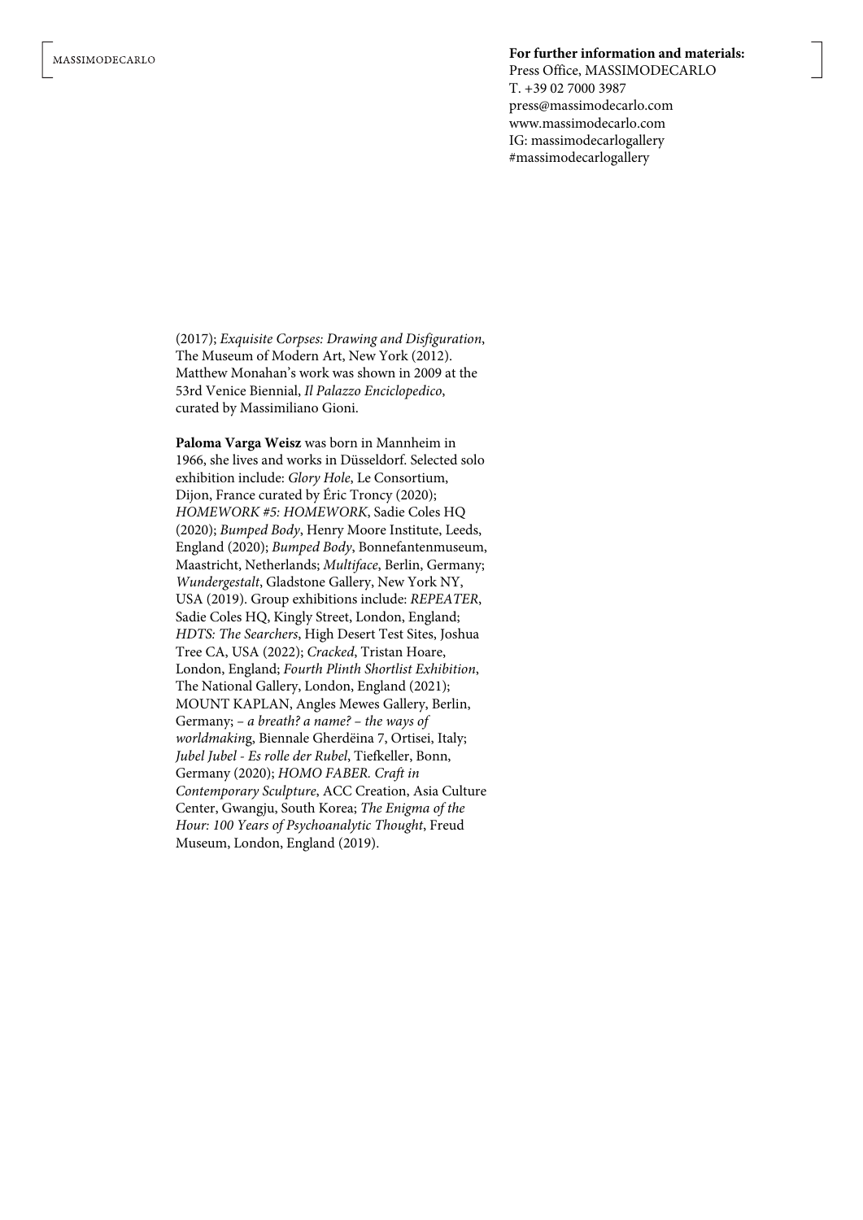**For further information and materials:**
Press Office, MASSIMODECARLO
T. +39 02 7000 3987
press@massimodecarlo.com
www.massimodecarlo.com
IG: massimodecarlogallery
#massimodecarlogallery

(2017); *Exquisite Corpses: Drawing and Disfiguration*, The Museum of Modern Art, New York (2012). Matthew Monahan's work was shown in 2009 at the 53rd Venice Biennial, *Il Palazzo Enciclopedico*, curated by Massimiliano Gioni.

**Paloma Varga Weisz** was born in Mannheim in 1966, she lives and works in Düsseldorf. Selected solo exhibition include: *Glory Hole*, Le Consortium, Dijon, France curated by Éric Troncy (2020); *HOMEWORK #5: HOMEWORK*, Sadie Coles HQ (2020); *Bumped Body*, Henry Moore Institute, Leeds, England (2020); *Bumped Body*, Bonnefantenmuseum, Maastricht, Netherlands; *Multiface*, Berlin, Germany; *Wundergestalt*, Gladstone Gallery, New York NY, USA (2019). Group exhibitions include: *REPEATER*, Sadie Coles HQ, Kingly Street, London, England; *HDTS: The Searchers*, High Desert Test Sites, Joshua Tree CA, USA (2022); *Cracked*, Tristan Hoare, London, England; *Fourth Plinth Shortlist Exhibition*, The National Gallery, London, England (2021); MOUNT KAPLAN, Angles Mewes Gallery, Berlin, Germany; *– a breath? a name? – the ways of worldmakin*g, Biennale Gherdëina 7, Ortisei, Italy; *Jubel Jubel - Es rolle der Rubel*, Tiefkeller, Bonn, Germany (2020); *HOMO FABER. Craft in Contemporary Sculpture*, ACC Creation, Asia Culture Center, Gwangju, South Korea; *The Enigma of the Hour: 100 Years of Psychoanalytic Thought*, Freud Museum, London, England (2019).